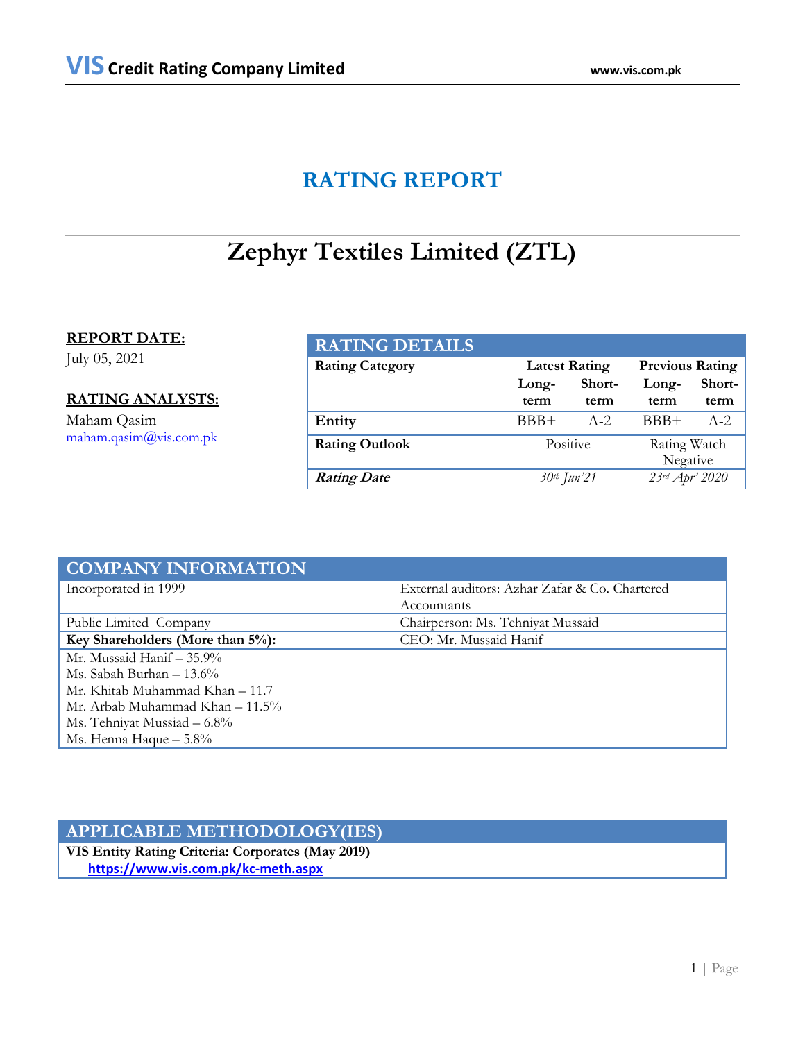# RATING REPORT

# Zephyr Textiles Limited (ZTL)

**REPORT DATE:**

July 05, 2021

**RATING ANALYSTS:**

Maham Qasim
maham.qasim@vis.com.pk

| RATING DETAILS | | | | |
|---|---|---|---|---|
| **Rating Category** | **Latest Rating** | | **Previous Rating** | |
| | **Long-term** | **Short-term** | **Long-term** | **Short-term** |
| **Entity** | BBB+ | A-2 | BBB+ | A-2 |
| **Rating Outlook** | Positive | | Rating Watch Negative | |
| ***Rating Date*** | *30th Jun'21* | | *23rd Apr' 2020* | |

| COMPANY INFORMATION | |
|---|---|
| Incorporated in 1999 | External auditors: Azhar Zafar & Co. Chartered Accountants |
| Public Limited Company | Chairperson: Ms. Tehniyat Mussaid |
| **Key Shareholders (More than 5%):** | CEO: Mr. Mussaid Hanif |
| Mr. Mussaid Hanif – 35.9%<br>Ms. Sabah Burhan – 13.6%<br>Mr. Khitab Muhammad Khan – 11.7<br>Mr. Arbab Muhammad Khan – 11.5%<br>Ms. Tehniyat Mussaid – 6.8%<br>Ms. Henna Haque – 5.8% | |

| APPLICABLE METHODOLOGY(IES) |
|---|
| **VIS Entity Rating Criteria: Corporates (May 2019)**<br>**https://www.vis.com.pk/kc-meth.aspx** |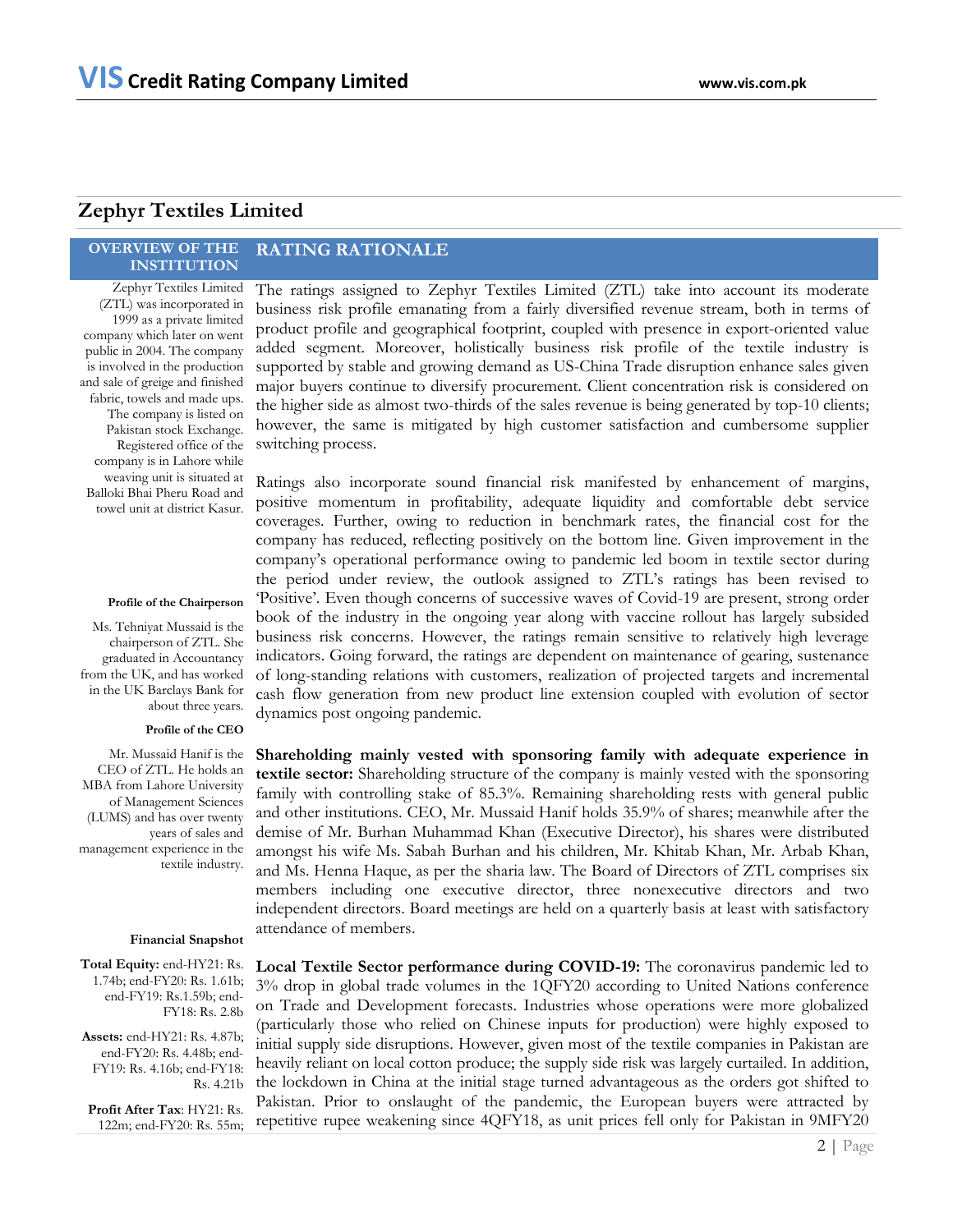# Zephyr Textiles Limited

## OVERVIEW OF THE INSTITUTION

Zephyr Textiles Limited (ZTL) was incorporated in 1999 as a private limited company which later on went public in 2004. The company is involved in the production and sale of greige and finished fabric, towels and made ups. The company is listed on Pakistan stock Exchange. Registered office of the company is in Lahore while weaving unit is situated at Balloki Bhai Pheru Road and towel unit at district Kasur.

**Profile of the Chairperson**

Ms. Tehniyat Mussaid is the chairperson of ZTL. She graduated in Accountancy from the UK, and has worked in the UK Barclays Bank for about three years.

**Profile of the CEO**

Mr. Mussaid Hanif is the CEO of ZTL. He holds an MBA from Lahore University of Management Sciences (LUMS) and has over twenty years of sales and management experience in the textile industry.

**Financial Snapshot**

**Total Equity:** end-HY21: Rs. 1.74b; end-FY20: Rs. 1.61b; end-FY19: Rs.1.59b; end-FY18: Rs. 2.8b

**Assets:** end-HY21: Rs. 4.87b; end-FY20: Rs. 4.48b; end-FY19: Rs. 4.16b; end-FY18: Rs. 4.21b

**Profit After Tax**: HY21: Rs. 122m; end-FY20: Rs. 55m;

## RATING RATIONALE

The ratings assigned to Zephyr Textiles Limited (ZTL) take into account its moderate business risk profile emanating from a fairly diversified revenue stream, both in terms of product profile and geographical footprint, coupled with presence in export-oriented value added segment. Moreover, holistically business risk profile of the textile industry is supported by stable and growing demand as US-China Trade disruption enhance sales given major buyers continue to diversify procurement. Client concentration risk is considered on the higher side as almost two-thirds of the sales revenue is being generated by top-10 clients; however, the same is mitigated by high customer satisfaction and cumbersome supplier switching process.

Ratings also incorporate sound financial risk manifested by enhancement of margins, positive momentum in profitability, adequate liquidity and comfortable debt service coverages. Further, owing to reduction in benchmark rates, the financial cost for the company has reduced, reflecting positively on the bottom line. Given improvement in the company's operational performance owing to pandemic led boom in textile sector during the period under review, the outlook assigned to ZTL's ratings has been revised to 'Positive'. Even though concerns of successive waves of Covid-19 are present, strong order book of the industry in the ongoing year along with vaccine rollout has largely subsided business risk concerns. However, the ratings remain sensitive to relatively high leverage indicators. Going forward, the ratings are dependent on maintenance of gearing, sustenance of long-standing relations with customers, realization of projected targets and incremental cash flow generation from new product line extension coupled with evolution of sector dynamics post ongoing pandemic.

**Shareholding mainly vested with sponsoring family with adequate experience in textile sector:** Shareholding structure of the company is mainly vested with the sponsoring family with controlling stake of 85.3%. Remaining shareholding rests with general public and other institutions. CEO, Mr. Mussaid Hanif holds 35.9% of shares; meanwhile after the demise of Mr. Burhan Muhammad Khan (Executive Director), his shares were distributed amongst his wife Ms. Sabah Burhan and his children, Mr. Khitab Khan, Mr. Arbab Khan, and Ms. Henna Haque, as per the sharia law. The Board of Directors of ZTL comprises six members including one executive director, three nonexecutive directors and two independent directors. Board meetings are held on a quarterly basis at least with satisfactory attendance of members.

**Local Textile Sector performance during COVID-19:** The coronavirus pandemic led to 3% drop in global trade volumes in the 1QFY20 according to United Nations conference on Trade and Development forecasts. Industries whose operations were more globalized (particularly those who relied on Chinese inputs for production) were highly exposed to initial supply side disruptions. However, given most of the textile companies in Pakistan are heavily reliant on local cotton produce; the supply side risk was largely curtailed. In addition, the lockdown in China at the initial stage turned advantageous as the orders got shifted to Pakistan. Prior to onslaught of the pandemic, the European buyers were attracted by repetitive rupee weakening since 4QFY18, as unit prices fell only for Pakistan in 9MFY20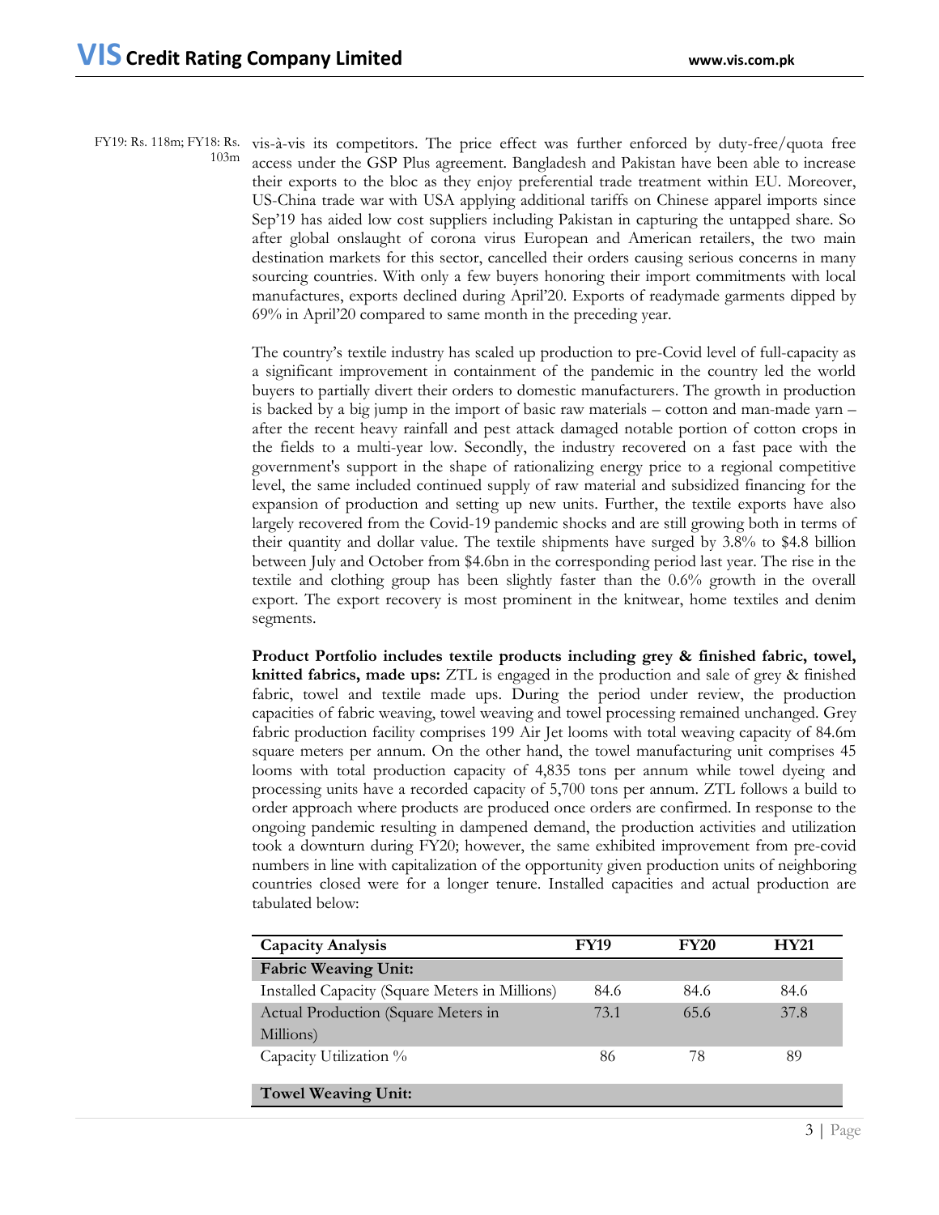FY19: Rs. 118m; FY18: Rs. 103m

vis-à-vis its competitors. The price effect was further enforced by duty-free/quota free access under the GSP Plus agreement. Bangladesh and Pakistan have been able to increase their exports to the bloc as they enjoy preferential trade treatment within EU. Moreover, US-China trade war with USA applying additional tariffs on Chinese apparel imports since Sep'19 has aided low cost suppliers including Pakistan in capturing the untapped share. So after global onslaught of corona virus European and American retailers, the two main destination markets for this sector, cancelled their orders causing serious concerns in many sourcing countries. With only a few buyers honoring their import commitments with local manufactures, exports declined during April'20. Exports of readymade garments dipped by 69% in April'20 compared to same month in the preceding year.

The country's textile industry has scaled up production to pre-Covid level of full-capacity as a significant improvement in containment of the pandemic in the country led the world buyers to partially divert their orders to domestic manufacturers. The growth in production is backed by a big jump in the import of basic raw materials – cotton and man-made yarn – after the recent heavy rainfall and pest attack damaged notable portion of cotton crops in the fields to a multi-year low. Secondly, the industry recovered on a fast pace with the government's support in the shape of rationalizing energy price to a regional competitive level, the same included continued supply of raw material and subsidized financing for the expansion of production and setting up new units. Further, the textile exports have also largely recovered from the Covid-19 pandemic shocks and are still growing both in terms of their quantity and dollar value. The textile shipments have surged by 3.8% to $4.8 billion between July and October from $4.6bn in the corresponding period last year. The rise in the textile and clothing group has been slightly faster than the 0.6% growth in the overall export. The export recovery is most prominent in the knitwear, home textiles and denim segments.

**Product Portfolio includes textile products including grey & finished fabric, towel, knitted fabrics, made ups:** ZTL is engaged in the production and sale of grey & finished fabric, towel and textile made ups. During the period under review, the production capacities of fabric weaving, towel weaving and towel processing remained unchanged. Grey fabric production facility comprises 199 Air Jet looms with total weaving capacity of 84.6m square meters per annum. On the other hand, the towel manufacturing unit comprises 45 looms with total production capacity of 4,835 tons per annum while towel dyeing and processing units have a recorded capacity of 5,700 tons per annum. ZTL follows a build to order approach where products are produced once orders are confirmed. In response to the ongoing pandemic resulting in dampened demand, the production activities and utilization took a downturn during FY20; however, the same exhibited improvement from pre-covid numbers in line with capitalization of the opportunity given production units of neighboring countries closed were for a longer tenure. Installed capacities and actual production are tabulated below:

| Capacity Analysis | FY19 | FY20 | HY21 |
|---|---|---|---|
| **Fabric Weaving Unit:** | | | |
| Installed Capacity (Square Meters in Millions) | 84.6 | 84.6 | 84.6 |
| Actual Production (Square Meters in Millions) | 73.1 | 65.6 | 37.8 |
| Capacity Utilization % | 86 | 78 | 89 |
| **Towel Weaving Unit:** | | | |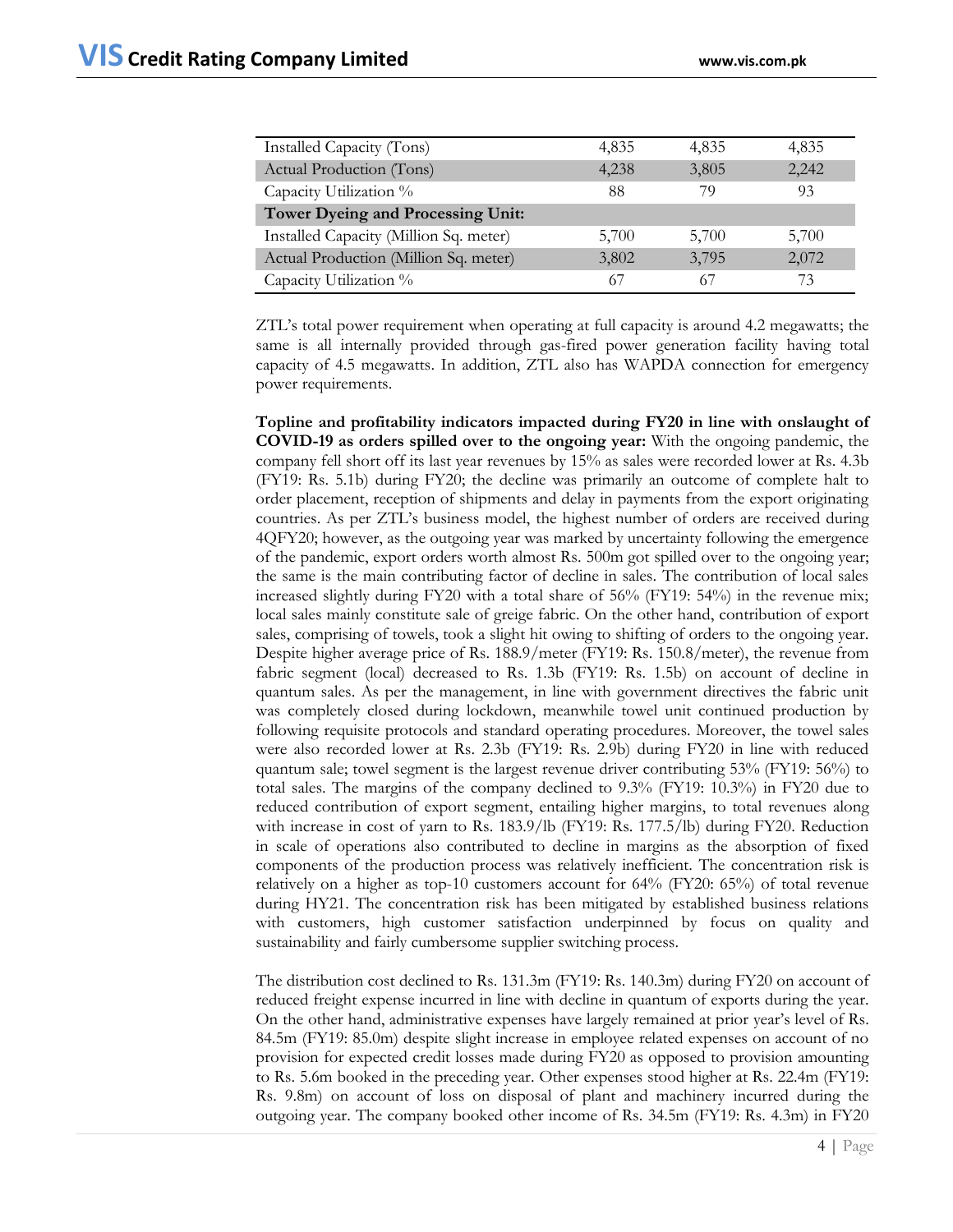| | | | |
|---|---|---|---|
| Installed Capacity (Tons) | 4,835 | 4,835 | 4,835 |
| Actual Production (Tons) | 4,238 | 3,805 | 2,242 |
| Capacity Utilization % | 88 | 79 | 93 |
| **Tower Dyeing and Processing Unit:** | | | |
| Installed Capacity (Million Sq. meter) | 5,700 | 5,700 | 5,700 |
| Actual Production (Million Sq. meter) | 3,802 | 3,795 | 2,072 |
| Capacity Utilization % | 67 | 67 | 73 |

ZTL's total power requirement when operating at full capacity is around 4.2 megawatts; the same is all internally provided through gas-fired power generation facility having total capacity of 4.5 megawatts. In addition, ZTL also has WAPDA connection for emergency power requirements.

**Topline and profitability indicators impacted during FY20 in line with onslaught of COVID-19 as orders spilled over to the ongoing year:** With the ongoing pandemic, the company fell short off its last year revenues by 15% as sales were recorded lower at Rs. 4.3b (FY19: Rs. 5.1b) during FY20; the decline was primarily an outcome of complete halt to order placement, reception of shipments and delay in payments from the export originating countries. As per ZTL's business model, the highest number of orders are received during 4QFY20; however, as the outgoing year was marked by uncertainty following the emergence of the pandemic, export orders worth almost Rs. 500m got spilled over to the ongoing year; the same is the main contributing factor of decline in sales. The contribution of local sales increased slightly during FY20 with a total share of 56% (FY19: 54%) in the revenue mix; local sales mainly constitute sale of greige fabric. On the other hand, contribution of export sales, comprising of towels, took a slight hit owing to shifting of orders to the ongoing year. Despite higher average price of Rs. 188.9/meter (FY19: Rs. 150.8/meter), the revenue from fabric segment (local) decreased to Rs. 1.3b (FY19: Rs. 1.5b) on account of decline in quantum sales. As per the management, in line with government directives the fabric unit was completely closed during lockdown, meanwhile towel unit continued production by following requisite protocols and standard operating procedures. Moreover, the towel sales were also recorded lower at Rs. 2.3b (FY19: Rs. 2.9b) during FY20 in line with reduced quantum sale; towel segment is the largest revenue driver contributing 53% (FY19: 56%) to total sales. The margins of the company declined to 9.3% (FY19: 10.3%) in FY20 due to reduced contribution of export segment, entailing higher margins, to total revenues along with increase in cost of yarn to Rs. 183.9/lb (FY19: Rs. 177.5/lb) during FY20. Reduction in scale of operations also contributed to decline in margins as the absorption of fixed components of the production process was relatively inefficient. The concentration risk is relatively on a higher as top-10 customers account for 64% (FY20: 65%) of total revenue during HY21. The concentration risk has been mitigated by established business relations with customers, high customer satisfaction underpinned by focus on quality and sustainability and fairly cumbersome supplier switching process.

The distribution cost declined to Rs. 131.3m (FY19: Rs. 140.3m) during FY20 on account of reduced freight expense incurred in line with decline in quantum of exports during the year. On the other hand, administrative expenses have largely remained at prior year's level of Rs. 84.5m (FY19: 85.0m) despite slight increase in employee related expenses on account of no provision for expected credit losses made during FY20 as opposed to provision amounting to Rs. 5.6m booked in the preceding year. Other expenses stood higher at Rs. 22.4m (FY19: Rs. 9.8m) on account of loss on disposal of plant and machinery incurred during the outgoing year. The company booked other income of Rs. 34.5m (FY19: Rs. 4.3m) in FY20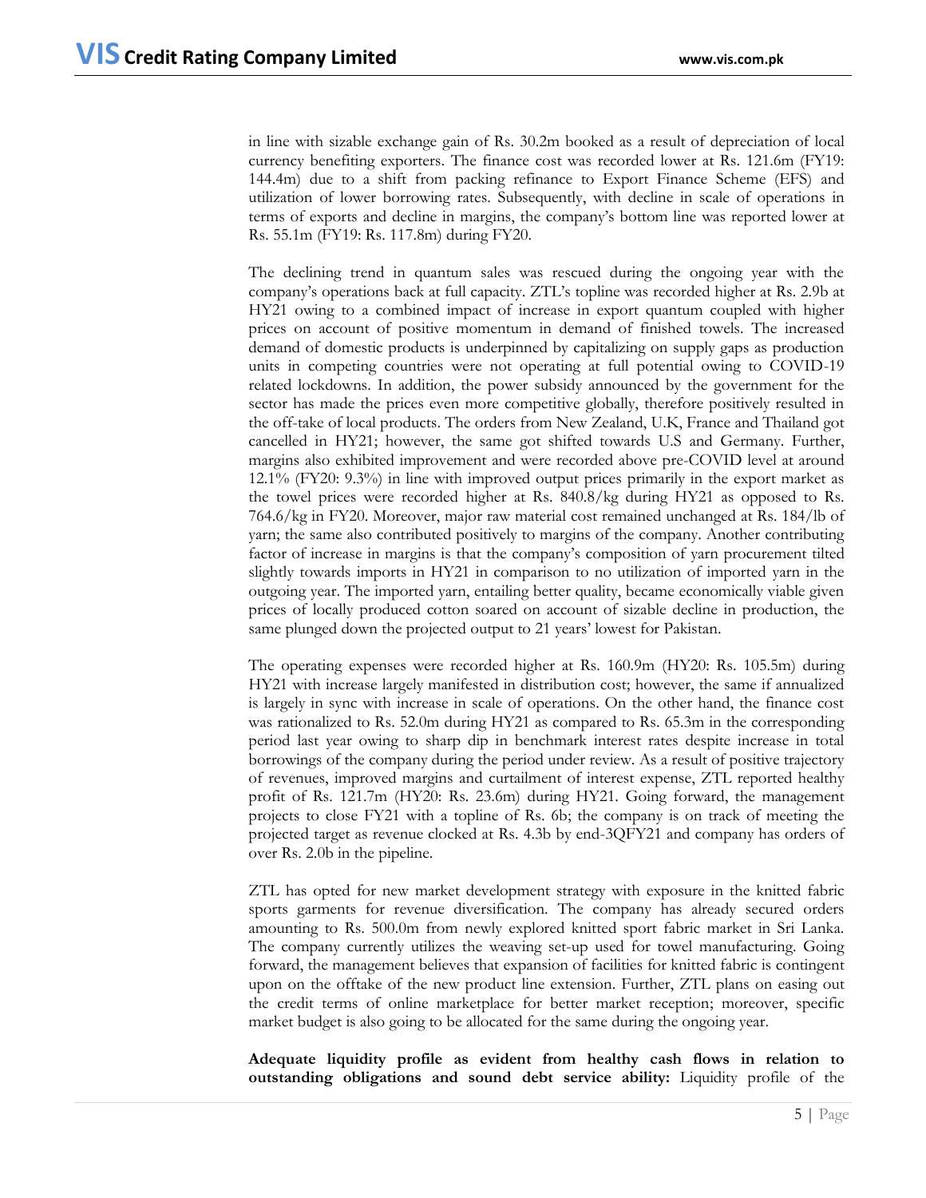in line with sizable exchange gain of Rs. 30.2m booked as a result of depreciation of local currency benefiting exporters. The finance cost was recorded lower at Rs. 121.6m (FY19: 144.4m) due to a shift from packing refinance to Export Finance Scheme (EFS) and utilization of lower borrowing rates. Subsequently, with decline in scale of operations in terms of exports and decline in margins, the company's bottom line was reported lower at Rs. 55.1m (FY19: Rs. 117.8m) during FY20.

The declining trend in quantum sales was rescued during the ongoing year with the company's operations back at full capacity. ZTL's topline was recorded higher at Rs. 2.9b at HY21 owing to a combined impact of increase in export quantum coupled with higher prices on account of positive momentum in demand of finished towels. The increased demand of domestic products is underpinned by capitalizing on supply gaps as production units in competing countries were not operating at full potential owing to COVID-19 related lockdowns. In addition, the power subsidy announced by the government for the sector has made the prices even more competitive globally, therefore positively resulted in the off-take of local products. The orders from New Zealand, U.K, France and Thailand got cancelled in HY21; however, the same got shifted towards U.S and Germany. Further, margins also exhibited improvement and were recorded above pre-COVID level at around 12.1% (FY20: 9.3%) in line with improved output prices primarily in the export market as the towel prices were recorded higher at Rs. 840.8/kg during HY21 as opposed to Rs. 764.6/kg in FY20. Moreover, major raw material cost remained unchanged at Rs. 184/lb of yarn; the same also contributed positively to margins of the company. Another contributing factor of increase in margins is that the company's composition of yarn procurement tilted slightly towards imports in HY21 in comparison to no utilization of imported yarn in the outgoing year. The imported yarn, entailing better quality, became economically viable given prices of locally produced cotton soared on account of sizable decline in production, the same plunged down the projected output to 21 years' lowest for Pakistan.

The operating expenses were recorded higher at Rs. 160.9m (HY20: Rs. 105.5m) during HY21 with increase largely manifested in distribution cost; however, the same if annualized is largely in sync with increase in scale of operations. On the other hand, the finance cost was rationalized to Rs. 52.0m during HY21 as compared to Rs. 65.3m in the corresponding period last year owing to sharp dip in benchmark interest rates despite increase in total borrowings of the company during the period under review. As a result of positive trajectory of revenues, improved margins and curtailment of interest expense, ZTL reported healthy profit of Rs. 121.7m (HY20: Rs. 23.6m) during HY21. Going forward, the management projects to close FY21 with a topline of Rs. 6b; the company is on track of meeting the projected target as revenue clocked at Rs. 4.3b by end-3QFY21 and company has orders of over Rs. 2.0b in the pipeline.

ZTL has opted for new market development strategy with exposure in the knitted fabric sports garments for revenue diversification. The company has already secured orders amounting to Rs. 500.0m from newly explored knitted sport fabric market in Sri Lanka. The company currently utilizes the weaving set-up used for towel manufacturing. Going forward, the management believes that expansion of facilities for knitted fabric is contingent upon on the offtake of the new product line extension. Further, ZTL plans on easing out the credit terms of online marketplace for better market reception; moreover, specific market budget is also going to be allocated for the same during the ongoing year.

**Adequate liquidity profile as evident from healthy cash flows in relation to outstanding obligations and sound debt service ability:** Liquidity profile of the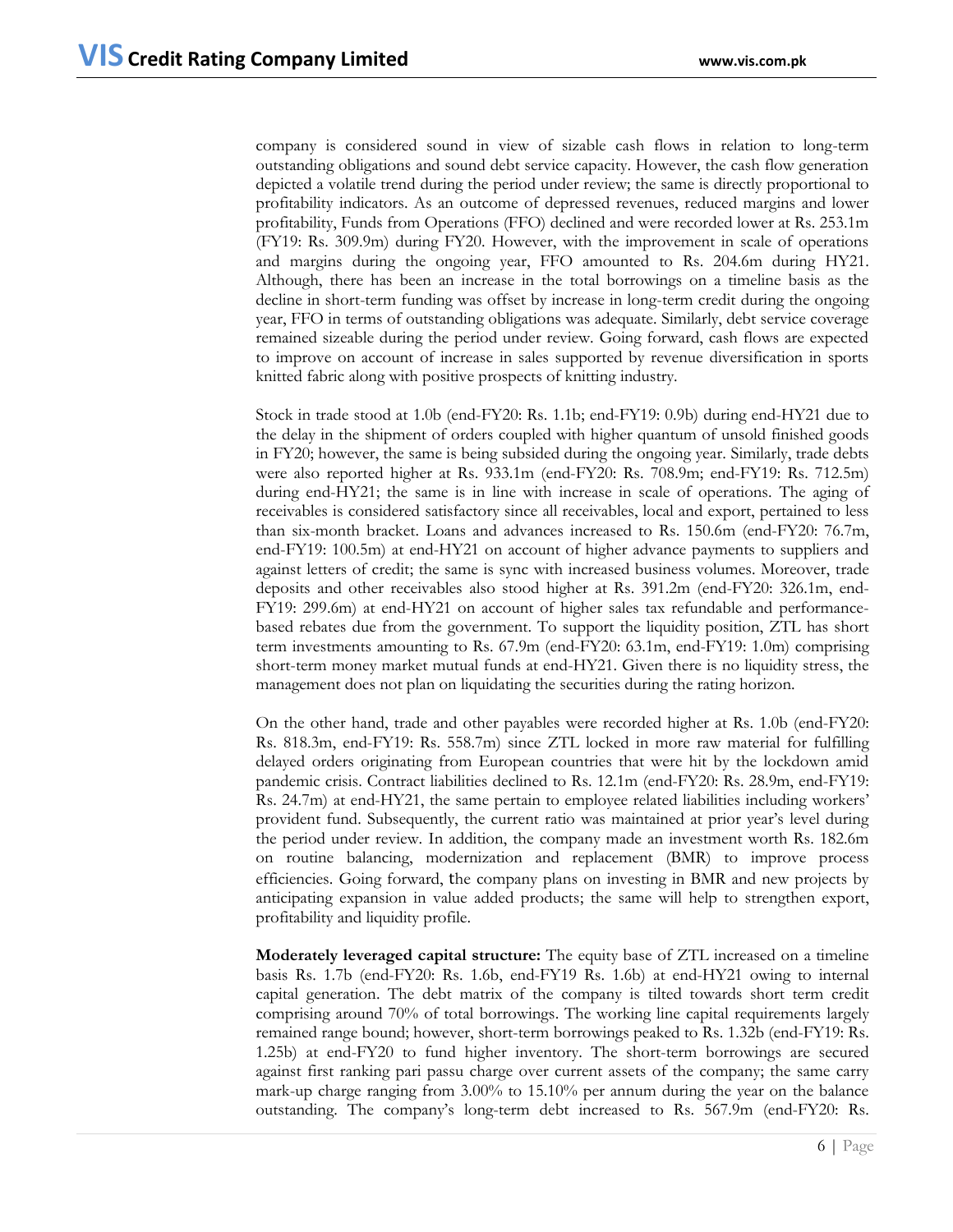company is considered sound in view of sizable cash flows in relation to long-term outstanding obligations and sound debt service capacity. However, the cash flow generation depicted a volatile trend during the period under review; the same is directly proportional to profitability indicators. As an outcome of depressed revenues, reduced margins and lower profitability, Funds from Operations (FFO) declined and were recorded lower at Rs. 253.1m (FY19: Rs. 309.9m) during FY20. However, with the improvement in scale of operations and margins during the ongoing year, FFO amounted to Rs. 204.6m during HY21. Although, there has been an increase in the total borrowings on a timeline basis as the decline in short-term funding was offset by increase in long-term credit during the ongoing year, FFO in terms of outstanding obligations was adequate. Similarly, debt service coverage remained sizeable during the period under review. Going forward, cash flows are expected to improve on account of increase in sales supported by revenue diversification in sports knitted fabric along with positive prospects of knitting industry.

Stock in trade stood at 1.0b (end-FY20: Rs. 1.1b; end-FY19: 0.9b) during end-HY21 due to the delay in the shipment of orders coupled with higher quantum of unsold finished goods in FY20; however, the same is being subsided during the ongoing year. Similarly, trade debts were also reported higher at Rs. 933.1m (end-FY20: Rs. 708.9m; end-FY19: Rs. 712.5m) during end-HY21; the same is in line with increase in scale of operations. The aging of receivables is considered satisfactory since all receivables, local and export, pertained to less than six-month bracket. Loans and advances increased to Rs. 150.6m (end-FY20: 76.7m, end-FY19: 100.5m) at end-HY21 on account of higher advance payments to suppliers and against letters of credit; the same is sync with increased business volumes. Moreover, trade deposits and other receivables also stood higher at Rs. 391.2m (end-FY20: 326.1m, end-FY19: 299.6m) at end-HY21 on account of higher sales tax refundable and performance-based rebates due from the government. To support the liquidity position, ZTL has short term investments amounting to Rs. 67.9m (end-FY20: 63.1m, end-FY19: 1.0m) comprising short-term money market mutual funds at end-HY21. Given there is no liquidity stress, the management does not plan on liquidating the securities during the rating horizon.

On the other hand, trade and other payables were recorded higher at Rs. 1.0b (end-FY20: Rs. 818.3m, end-FY19: Rs. 558.7m) since ZTL locked in more raw material for fulfilling delayed orders originating from European countries that were hit by the lockdown amid pandemic crisis. Contract liabilities declined to Rs. 12.1m (end-FY20: Rs. 28.9m, end-FY19: Rs. 24.7m) at end-HY21, the same pertain to employee related liabilities including workers' provident fund. Subsequently, the current ratio was maintained at prior year's level during the period under review. In addition, the company made an investment worth Rs. 182.6m on routine balancing, modernization and replacement (BMR) to improve process efficiencies. Going forward, the company plans on investing in BMR and new projects by anticipating expansion in value added products; the same will help to strengthen export, profitability and liquidity profile.

**Moderately leveraged capital structure:** The equity base of ZTL increased on a timeline basis Rs. 1.7b (end-FY20: Rs. 1.6b, end-FY19 Rs. 1.6b) at end-HY21 owing to internal capital generation. The debt matrix of the company is tilted towards short term credit comprising around 70% of total borrowings. The working line capital requirements largely remained range bound; however, short-term borrowings peaked to Rs. 1.32b (end-FY19: Rs. 1.25b) at end-FY20 to fund higher inventory. The short-term borrowings are secured against first ranking pari passu charge over current assets of the company; the same carry mark-up charge ranging from 3.00% to 15.10% per annum during the year on the balance outstanding. The company's long-term debt increased to Rs. 567.9m (end-FY20: Rs.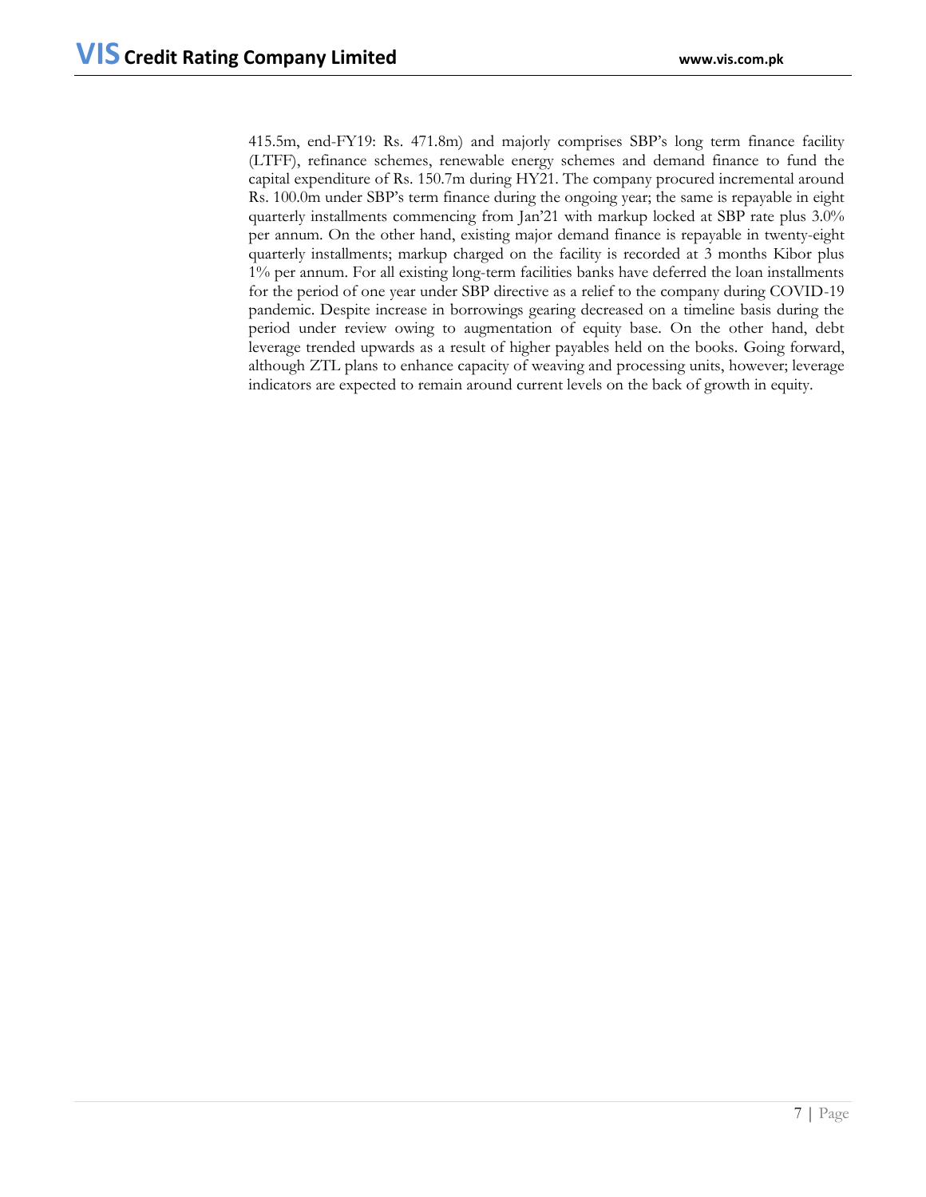415.5m, end-FY19: Rs. 471.8m) and majorly comprises SBP's long term finance facility (LTFF), refinance schemes, renewable energy schemes and demand finance to fund the capital expenditure of Rs. 150.7m during HY21. The company procured incremental around Rs. 100.0m under SBP's term finance during the ongoing year; the same is repayable in eight quarterly installments commencing from Jan'21 with markup locked at SBP rate plus 3.0% per annum. On the other hand, existing major demand finance is repayable in twenty-eight quarterly installments; markup charged on the facility is recorded at 3 months Kibor plus 1% per annum. For all existing long-term facilities banks have deferred the loan installments for the period of one year under SBP directive as a relief to the company during COVID-19 pandemic. Despite increase in borrowings gearing decreased on a timeline basis during the period under review owing to augmentation of equity base. On the other hand, debt leverage trended upwards as a result of higher payables held on the books. Going forward, although ZTL plans to enhance capacity of weaving and processing units, however; leverage indicators are expected to remain around current levels on the back of growth in equity.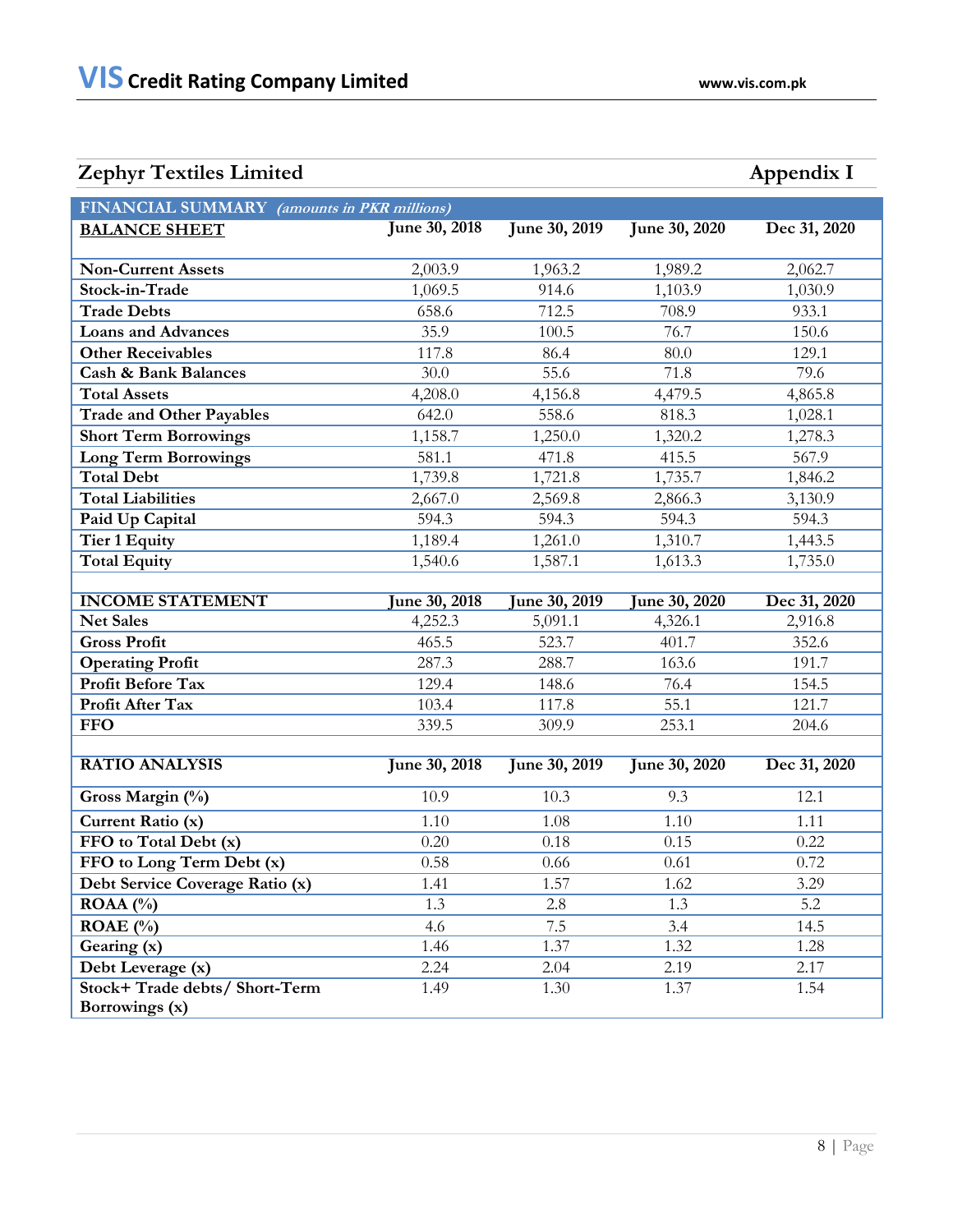## Zephyr Textiles Limited

**Appendix I**

| FINANCIAL SUMMARY *(amounts in PKR millions)* | | | | |
|---|---|---|---|---|
| **BALANCE SHEET** | **June 30, 2018** | **June 30, 2019** | **June 30, 2020** | **Dec 31, 2020** |
| **Non-Current Assets** | 2,003.9 | 1,963.2 | 1,989.2 | 2,062.7 |
| **Stock-in-Trade** | 1,069.5 | 914.6 | 1,103.9 | 1,030.9 |
| **Trade Debts** | 658.6 | 712.5 | 708.9 | 933.1 |
| **Loans and Advances** | 35.9 | 100.5 | 76.7 | 150.6 |
| **Other Receivables** | 117.8 | 86.4 | 80.0 | 129.1 |
| **Cash & Bank Balances** | 30.0 | 55.6 | 71.8 | 79.6 |
| **Total Assets** | 4,208.0 | 4,156.8 | 4,479.5 | 4,865.8 |
| **Trade and Other Payables** | 642.0 | 558.6 | 818.3 | 1,028.1 |
| **Short Term Borrowings** | 1,158.7 | 1,250.0 | 1,320.2 | 1,278.3 |
| **Long Term Borrowings** | 581.1 | 471.8 | 415.5 | 567.9 |
| **Total Debt** | 1,739.8 | 1,721.8 | 1,735.7 | 1,846.2 |
| **Total Liabilities** | 2,667.0 | 2,569.8 | 2,866.3 | 3,130.9 |
| **Paid Up Capital** | 594.3 | 594.3 | 594.3 | 594.3 |
| **Tier 1 Equity** | 1,189.4 | 1,261.0 | 1,310.7 | 1,443.5 |
| **Total Equity** | 1,540.6 | 1,587.1 | 1,613.3 | 1,735.0 |
| | | | | |
| **INCOME STATEMENT** | **June 30, 2018** | **June 30, 2019** | **June 30, 2020** | **Dec 31, 2020** |
| **Net Sales** | 4,252.3 | 5,091.1 | 4,326.1 | 2,916.8 |
| **Gross Profit** | 465.5 | 523.7 | 401.7 | 352.6 |
| **Operating Profit** | 287.3 | 288.7 | 163.6 | 191.7 |
| **Profit Before Tax** | 129.4 | 148.6 | 76.4 | 154.5 |
| **Profit After Tax** | 103.4 | 117.8 | 55.1 | 121.7 |
| **FFO** | 339.5 | 309.9 | 253.1 | 204.6 |
| | | | | |
| **RATIO ANALYSIS** | **June 30, 2018** | **June 30, 2019** | **June 30, 2020** | **Dec 31, 2020** |
| **Gross Margin (%)** | 10.9 | 10.3 | 9.3 | 12.1 |
| **Current Ratio (x)** | 1.10 | 1.08 | 1.10 | 1.11 |
| **FFO to Total Debt (x)** | 0.20 | 0.18 | 0.15 | 0.22 |
| **FFO to Long Term Debt (x)** | 0.58 | 0.66 | 0.61 | 0.72 |
| **Debt Service Coverage Ratio (x)** | 1.41 | 1.57 | 1.62 | 3.29 |
| **ROAA (%)** | 1.3 | 2.8 | 1.3 | 5.2 |
| **ROAE (%)** | 4.6 | 7.5 | 3.4 | 14.5 |
| **Gearing (x)** | 1.46 | 1.37 | 1.32 | 1.28 |
| **Debt Leverage (x)** | 2.24 | 2.04 | 2.19 | 2.17 |
| **Stock+ Trade debts/ Short-Term Borrowings (x)** | 1.49 | 1.30 | 1.37 | 1.54 |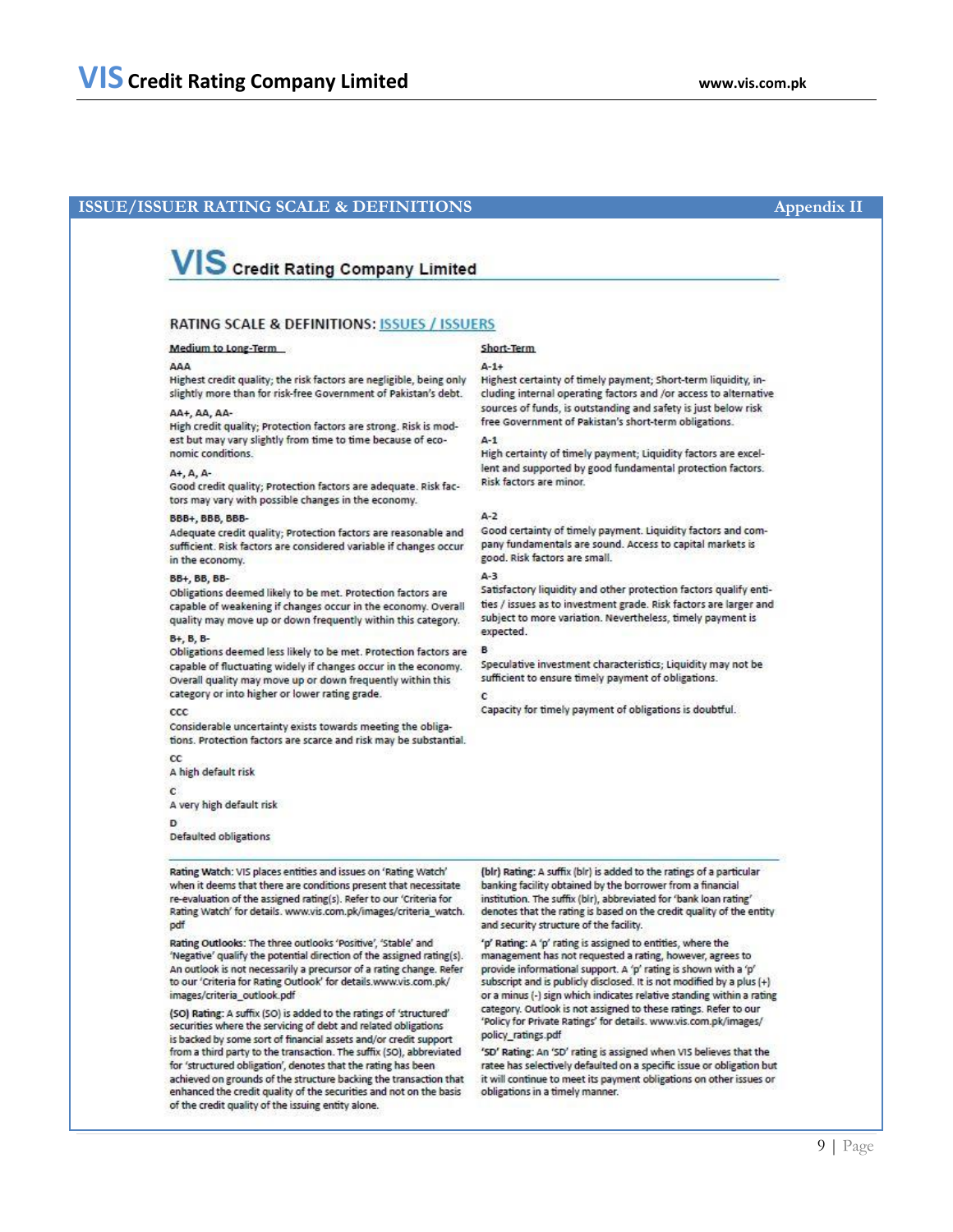## ISSUE/ISSUER RATING SCALE & DEFINITIONS — Appendix II

# VIS Credit Rating Company Limited

## RATING SCALE & DEFINITIONS: ISSUES / ISSUERS

### Medium to Long-Term

**AAA**
Highest credit quality; the risk factors are negligible, being only slightly more than for risk-free Government of Pakistan's debt.

**AA+, AA, AA-**
High credit quality; Protection factors are strong. Risk is modest but may vary slightly from time to time because of economic conditions.

**A+, A, A-**
Good credit quality; Protection factors are adequate. Risk factors may vary with possible changes in the economy.

**BBB+, BBB, BBB-**
Adequate credit quality; Protection factors are reasonable and sufficient. Risk factors are considered variable if changes occur in the economy.

**BB+, BB, BB-**
Obligations deemed likely to be met. Protection factors are capable of weakening if changes occur in the economy. Overall quality may move up or down frequently within this category.

**B+, B, B-**
Obligations deemed less likely to be met. Protection factors are capable of fluctuating widely if changes occur in the economy. Overall quality may move up or down frequently within this category or into higher or lower rating grade.

**CCC**
Considerable uncertainty exists towards meeting the obligations. Protection factors are scarce and risk may be substantial.

**CC**
A high default risk

**C**
A very high default risk

**D**
Defaulted obligations

### Short-Term

**A-1+**
Highest certainty of timely payment; Short-term liquidity, including internal operating factors and /or access to alternative sources of funds, is outstanding and safety is just below risk free Government of Pakistan's short-term obligations.

**A-1**
High certainty of timely payment; Liquidity factors are excellent and supported by good fundamental protection factors. Risk factors are minor.

**A-2**
Good certainty of timely payment. Liquidity factors and company fundamentals are sound. Access to capital markets is good. Risk factors are small.

**A-3**
Satisfactory liquidity and other protection factors qualify entities / issues as to investment grade. Risk factors are larger and subject to more variation. Nevertheless, timely payment is expected.

**B**
Speculative investment characteristics; Liquidity may not be sufficient to ensure timely payment of obligations.

**C**
Capacity for timely payment of obligations is doubtful.

---

**Rating Watch:** VIS places entities and issues on 'Rating Watch' when it deems that there are conditions present that necessitate re-evaluation of the assigned rating(s). Refer to our 'Criteria for Rating Watch' for details. www.vis.com.pk/images/criteria_watch.pdf

**Rating Outlooks:** The three outlooks 'Positive', 'Stable' and 'Negative' qualify the potential direction of the assigned rating(s). An outlook is not necessarily a precursor of a rating change. Refer to our 'Criteria for Rating Outlook' for details.www.vis.com.pk/images/criteria_outlook.pdf

**(SO) Rating:** A suffix (SO) is added to the ratings of 'structured' securities where the servicing of debt and related obligations is backed by some sort of financial assets and/or credit support from a third party to the transaction. The suffix (SO), abbreviated for 'structured obligation', denotes that the rating has been achieved on grounds of the structure backing the transaction that enhanced the credit quality of the securities and not on the basis of the credit quality of the issuing entity alone.

**(blr) Rating:** A suffix (blr) is added to the ratings of a particular banking facility obtained by the borrower from a financial institution. The suffix (blr), abbreviated for 'bank loan rating' denotes that the rating is based on the credit quality of the entity and security structure of the facility.

**'p' Rating:** A 'p' rating is assigned to entities, where the management has not requested a rating, however, agrees to provide informational support. A 'p' rating is shown with a 'p' subscript and is publicly disclosed. It is not modified by a plus (+) or a minus (-) sign which indicates relative standing within a rating category. Outlook is not assigned to these ratings. Refer to our 'Policy for Private Ratings' for details. www.vis.com.pk/images/policy_ratings.pdf

**'SD' Rating:** An 'SD' rating is assigned when VIS believes that the ratee has selectively defaulted on a specific issue or obligation but it will continue to meet its payment obligations on other issues or obligations in a timely manner.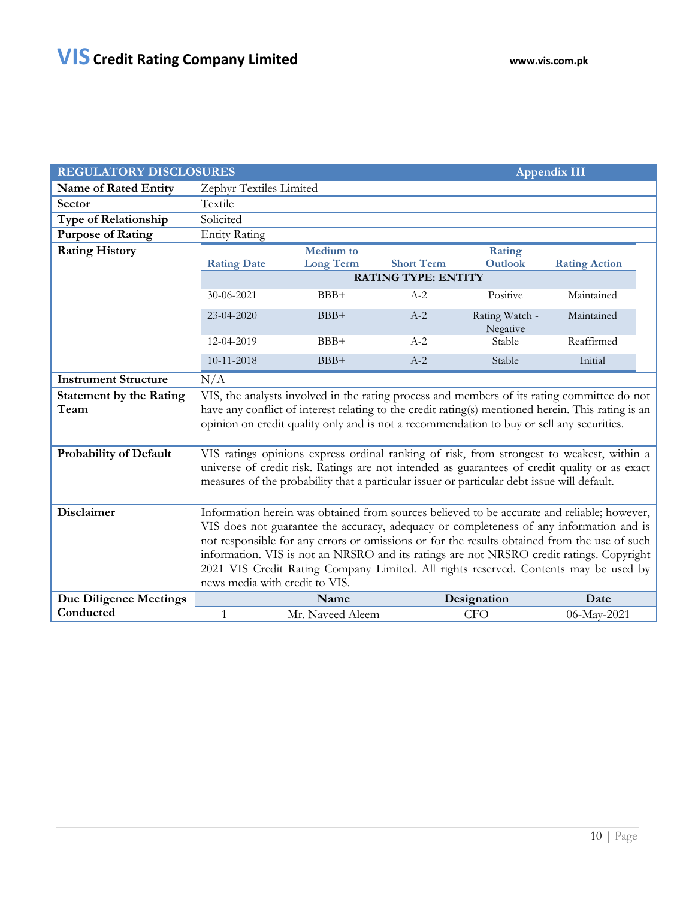| REGULATORY DISCLOSURES | | | | | Appendix III |
|---|---|---|---|---|---|
| **Name of Rated Entity** | Zephyr Textiles Limited | | | | |
| **Sector** | Textile | | | | |
| **Type of Relationship** | Solicited | | | | |
| **Purpose of Rating** | Entity Rating | | | | |
| **Rating History** | **Rating Date** | **Medium to Long Term** | **Short Term** | **Rating Outlook** | **Rating Action** |
| | | | **RATING TYPE: ENTITY** | | |
| | 30-06-2021 | BBB+ | A-2 | Positive | Maintained |
| | 23-04-2020 | BBB+ | A-2 | Rating Watch - Negative | Maintained |
| | 12-04-2019 | BBB+ | A-2 | Stable | Reaffirmed |
| | 10-11-2018 | BBB+ | A-2 | Stable | Initial |
| **Instrument Structure** | N/A | | | | |
| **Statement by the Rating Team** | VIS, the analysts involved in the rating process and members of its rating committee do not have any conflict of interest relating to the credit rating(s) mentioned herein. This rating is an opinion on credit quality only and is not a recommendation to buy or sell any securities. | | | | |
| **Probability of Default** | VIS ratings opinions express ordinal ranking of risk, from strongest to weakest, within a universe of credit risk. Ratings are not intended as guarantees of credit quality or as exact measures of the probability that a particular issuer or particular debt issue will default. | | | | |
| **Disclaimer** | Information herein was obtained from sources believed to be accurate and reliable; however, VIS does not guarantee the accuracy, adequacy or completeness of any information and is not responsible for any errors or omissions or for the results obtained from the use of such information. VIS is not an NRSRO and its ratings are not NRSRO credit ratings. Copyright 2021 VIS Credit Rating Company Limited. All rights reserved. Contents may be used by news media with credit to VIS. | | | | |
| **Due Diligence Meetings Conducted** | | **Name** | **Designation** | **Date** | |
| | 1 | Mr. Naveed Aleem | CFO | 06-May-2021 | |